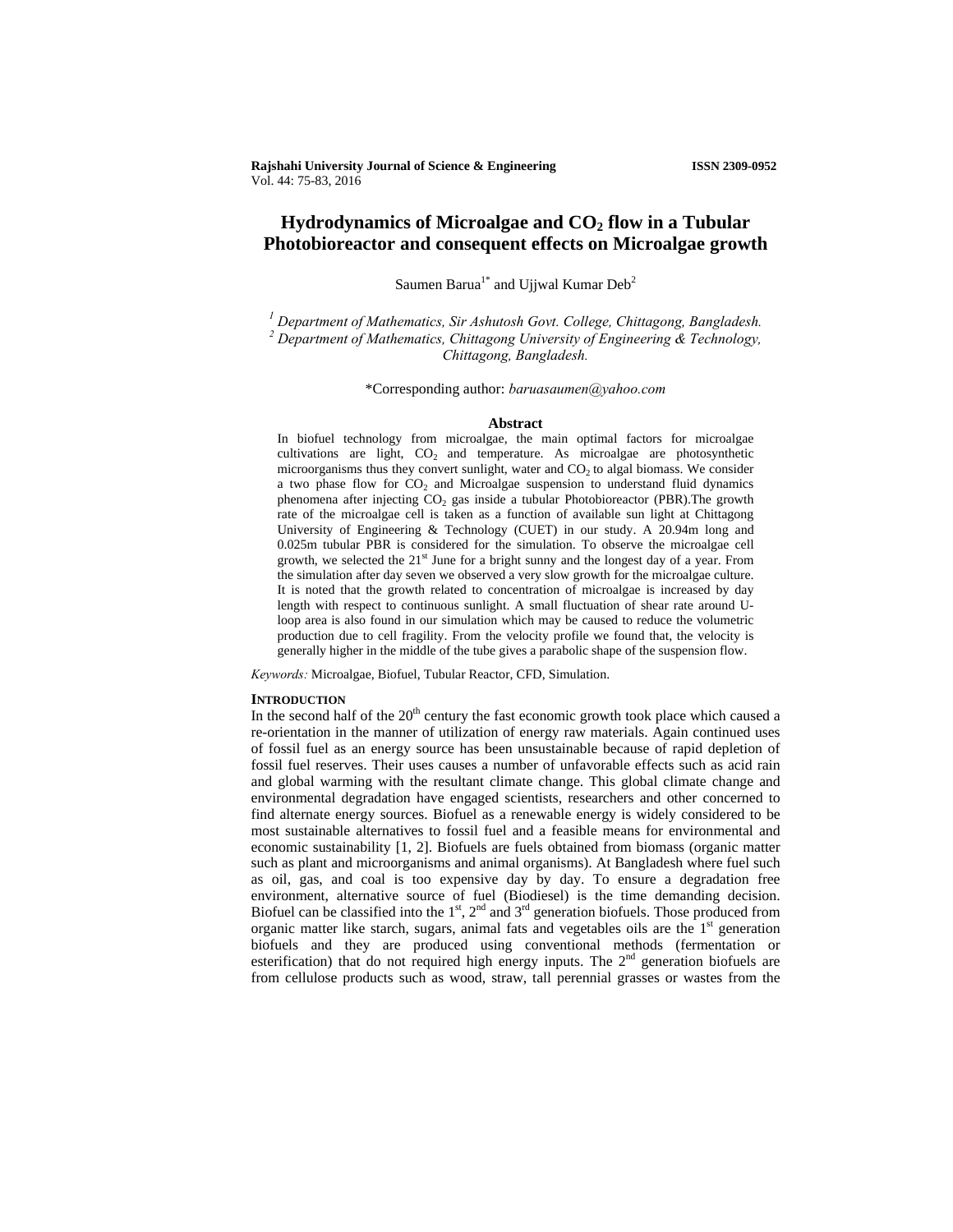# Hydrodynamics of Microalgae and $CO_2$ flow in a Tubular Photobioreactor and consequent effects on Microalgae growth

Saumen Barua[1*] and Ujjwal Kumar Deb[2]

[1] *Department of Mathematics, Sir Ashutosh Govt. College, Chittagong, Bangladesh.*
[2] *Department of Mathematics, Chittagong University of Engineering & Technology, Chittagong, Bangladesh.*

*Corresponding author: *baruasaumen@yahoo.com*

### Abstract

In biofuel technology from microalgae, the main optimal factors for microalgae cultivations are light, $CO_2$ and temperature. As microalgae are photosynthetic microorganisms thus they convert sunlight, water and $CO_2$ to algal biomass. We consider a two phase flow for $CO_2$ and Microalgae suspension to understand fluid dynamics phenomena after injecting $CO_2$ gas inside a tubular Photobioreactor (PBR).The growth rate of the microalgae cell is taken as a function of available sun light at Chittagong University of Engineering & Technology (CUET) in our study. A 20.94m long and 0.025m tubular PBR is considered for the simulation. To observe the microalgae cell growth, we selected the 21st June for a bright sunny and the longest day of a year. From the simulation after day seven we observed a very slow growth for the microalgae culture. It is noted that the growth related to concentration of microalgae is increased by day length with respect to continuous sunlight. A small fluctuation of shear rate around U-loop area is also found in our simulation which may be caused to reduce the volumetric production due to cell fragility. From the velocity profile we found that, the velocity is generally higher in the middle of the tube gives a parabolic shape of the suspension flow.

*Keywords:* Microalgae, Biofuel, Tubular Reactor, CFD, Simulation.

## Introduction

In the second half of the 20th century the fast economic growth took place which caused a re-orientation in the manner of utilization of energy raw materials. Again continued uses of fossil fuel as an energy source has been unsustainable because of rapid depletion of fossil fuel reserves. Their uses causes a number of unfavorable effects such as acid rain and global warming with the resultant climate change. This global climate change and environmental degradation have engaged scientists, researchers and other concerned to find alternate energy sources. Biofuel as a renewable energy is widely considered to be most sustainable alternatives to fossil fuel and a feasible means for environmental and economic sustainability [1, 2]. Biofuels are fuels obtained from biomass (organic matter such as plant and microorganisms and animal organisms). At Bangladesh where fuel such as oil, gas, and coal is too expensive day by day. To ensure a degradation free environment, alternative source of fuel (Biodiesel) is the time demanding decision. Biofuel can be classified into the 1st, 2nd and 3rd generation biofuels. Those produced from organic matter like starch, sugars, animal fats and vegetables oils are the 1st generation biofuels and they are produced using conventional methods (fermentation or esterification) that do not required high energy inputs. The 2nd generation biofuels are from cellulose products such as wood, straw, tall perennial grasses or wastes from the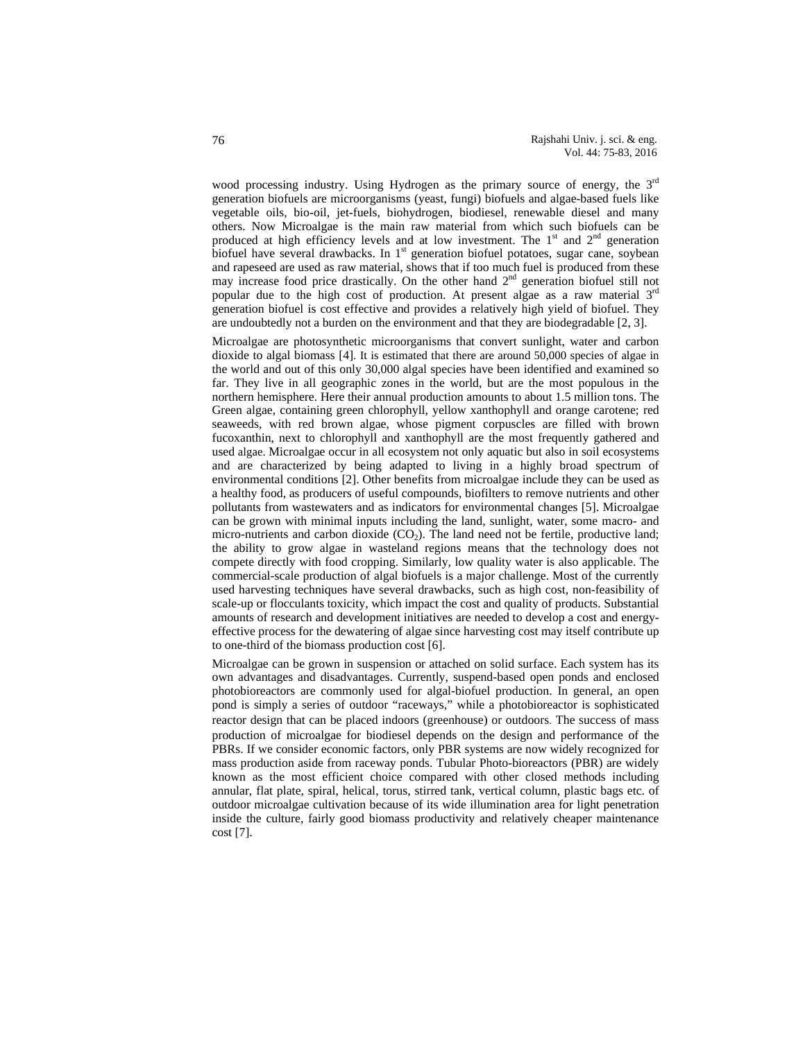wood processing industry. Using Hydrogen as the primary source of energy, the 3rd generation biofuels are microorganisms (yeast, fungi) biofuels and algae-based fuels like vegetable oils, bio-oil, jet-fuels, biohydrogen, biodiesel, renewable diesel and many others. Now Microalgae is the main raw material from which such biofuels can be produced at high efficiency levels and at low investment. The 1st and 2nd generation biofuel have several drawbacks. In 1st generation biofuel potatoes, sugar cane, soybean and rapeseed are used as raw material, shows that if too much fuel is produced from these may increase food price drastically. On the other hand 2nd generation biofuel still not popular due to the high cost of production. At present algae as a raw material 3rd generation biofuel is cost effective and provides a relatively high yield of biofuel. They are undoubtedly not a burden on the environment and that they are biodegradable [2, 3].

Microalgae are photosynthetic microorganisms that convert sunlight, water and carbon dioxide to algal biomass [4]. It is estimated that there are around 50,000 species of algae in the world and out of this only 30,000 algal species have been identified and examined so far. They live in all geographic zones in the world, but are the most populous in the northern hemisphere. Here their annual production amounts to about 1.5 million tons. The Green algae, containing green chlorophyll, yellow xanthophyll and orange carotene; red seaweeds, with red brown algae, whose pigment corpuscles are filled with brown fucoxanthin, next to chlorophyll and xanthophyll are the most frequently gathered and used algae. Microalgae occur in all ecosystem not only aquatic but also in soil ecosystems and are characterized by being adapted to living in a highly broad spectrum of environmental conditions [2]. Other benefits from microalgae include they can be used as a healthy food, as producers of useful compounds, biofilters to remove nutrients and other pollutants from wastewaters and as indicators for environmental changes [5]. Microalgae can be grown with minimal inputs including the land, sunlight, water, some macro- and micro-nutrients and carbon dioxide ($CO_2$). The land need not be fertile, productive land; the ability to grow algae in wasteland regions means that the technology does not compete directly with food cropping. Similarly, low quality water is also applicable. The commercial-scale production of algal biofuels is a major challenge. Most of the currently used harvesting techniques have several drawbacks, such as high cost, non-feasibility of scale-up or flocculants toxicity, which impact the cost and quality of products. Substantial amounts of research and development initiatives are needed to develop a cost and energy-effective process for the dewatering of algae since harvesting cost may itself contribute up to one-third of the biomass production cost [6].

Microalgae can be grown in suspension or attached on solid surface. Each system has its own advantages and disadvantages. Currently, suspend-based open ponds and enclosed photobioreactors are commonly used for algal-biofuel production. In general, an open pond is simply a series of outdoor "raceways," while a photobioreactor is sophisticated reactor design that can be placed indoors (greenhouse) or outdoors. The success of mass production of microalgae for biodiesel depends on the design and performance of the PBRs. If we consider economic factors, only PBR systems are now widely recognized for mass production aside from raceway ponds. Tubular Photo-bioreactors (PBR) are widely known as the most efficient choice compared with other closed methods including annular, flat plate, spiral, helical, torus, stirred tank, vertical column, plastic bags etc. of outdoor microalgae cultivation because of its wide illumination area for light penetration inside the culture, fairly good biomass productivity and relatively cheaper maintenance cost [7].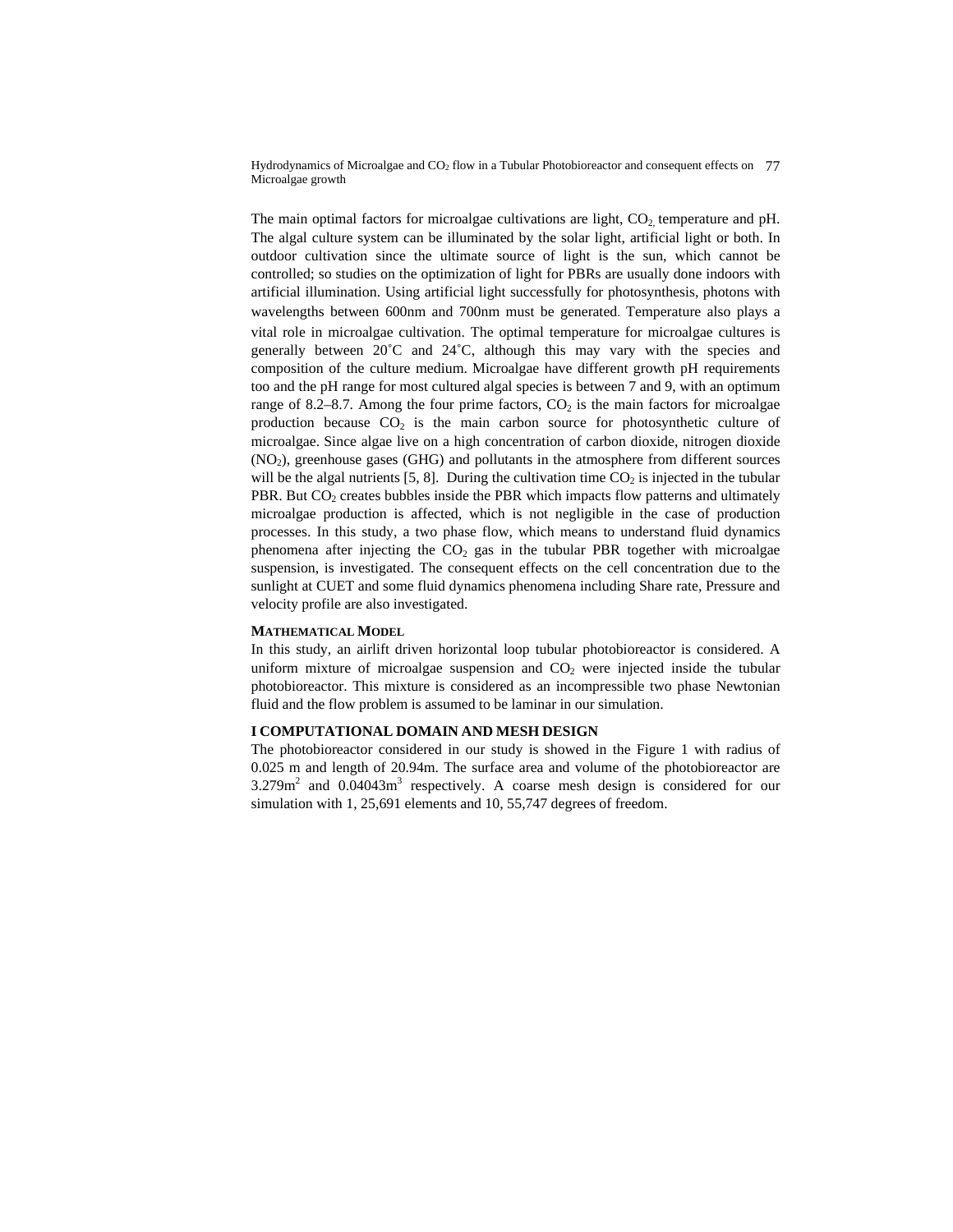The main optimal factors for microalgae cultivations are light, $CO_2$, temperature and pH. The algal culture system can be illuminated by the solar light, artificial light or both. In outdoor cultivation since the ultimate source of light is the sun, which cannot be controlled; so studies on the optimization of light for PBRs are usually done indoors with artificial illumination. Using artificial light successfully for photosynthesis, photons with wavelengths between 600nm and 700nm must be generated. Temperature also plays a vital role in microalgae cultivation. The optimal temperature for microalgae cultures is generally between 20˚C and 24˚C, although this may vary with the species and composition of the culture medium. Microalgae have different growth pH requirements too and the pH range for most cultured algal species is between 7 and 9, with an optimum range of 8.2–8.7. Among the four prime factors, $CO_2$ is the main factors for microalgae production because $CO_2$ is the main carbon source for photosynthetic culture of microalgae. Since algae live on a high concentration of carbon dioxide, nitrogen dioxide ($NO_2$), greenhouse gases (GHG) and pollutants in the atmosphere from different sources will be the algal nutrients [5, 8]. During the cultivation time $CO_2$ is injected in the tubular PBR. But $CO_2$ creates bubbles inside the PBR which impacts flow patterns and ultimately microalgae production is affected, which is not negligible in the case of production processes. In this study, a two phase flow, which means to understand fluid dynamics phenomena after injecting the $CO_2$ gas in the tubular PBR together with microalgae suspension, is investigated. The consequent effects on the cell concentration due to the sunlight at CUET and some fluid dynamics phenomena including Share rate, Pressure and velocity profile are also investigated.

## MATHEMATICAL MODEL

In this study, an airlift driven horizontal loop tubular photobioreactor is considered. A uniform mixture of microalgae suspension and $CO_2$ were injected inside the tubular photobioreactor. This mixture is considered as an incompressible two phase Newtonian fluid and the flow problem is assumed to be laminar in our simulation.

### I COMPUTATIONAL DOMAIN AND MESH DESIGN

The photobioreactor considered in our study is showed in the Figure 1 with radius of 0.025 m and length of 20.94m. The surface area and volume of the photobioreactor are 3.279m$^2$ and 0.04043m$^3$ respectively. A coarse mesh design is considered for our simulation with 1, 25,691 elements and 10, 55,747 degrees of freedom.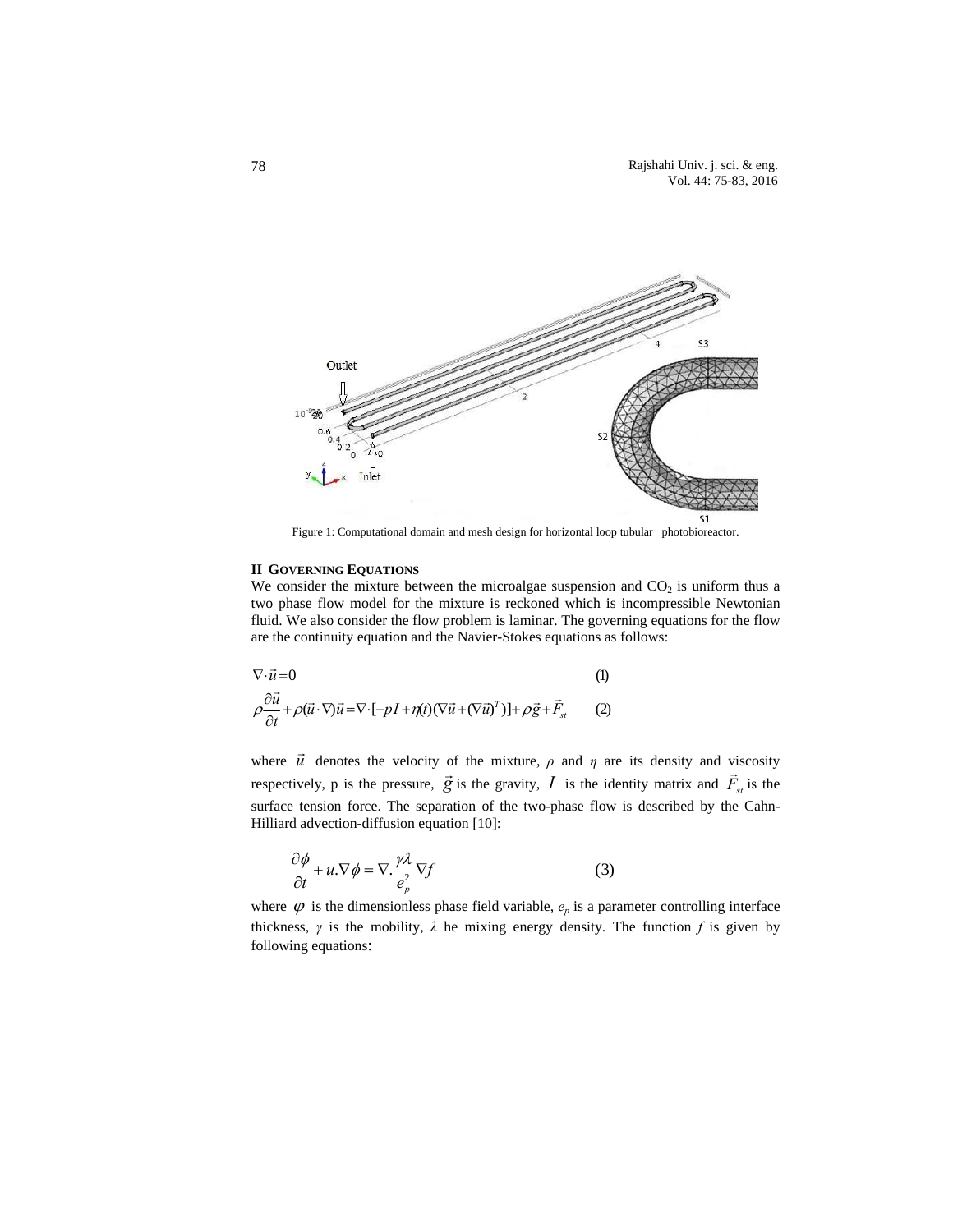Figure 1: Computational domain and mesh design for horizontal loop tubular photobioreactor.

## II GOVERNING EQUATIONS

We consider the mixture between the microalgae suspension and $CO_2$ is uniform thus a two phase flow model for the mixture is reckoned which is incompressible Newtonian fluid. We also consider the flow problem is laminar. The governing equations for the flow are the continuity equation and the Navier-Stokes equations as follows:

$$\nabla \cdot \vec{u} = 0 \qquad (1)$$

$$\rho \frac{\partial \vec{u}}{\partial t} + \rho(\vec{u} \cdot \nabla)\vec{u} = \nabla \cdot [-pI + \eta(t)(\nabla \vec{u} + (\nabla \vec{u})^T)] + \rho \vec{g} + \vec{F}_{st} \qquad (2)$$

where $\vec{u}$ denotes the velocity of the mixture, $\rho$ and $\eta$ are its density and viscosity respectively, p is the pressure, $\vec{g}$ is the gravity, $I$ is the identity matrix and $\vec{F}_{st}$ is the surface tension force. The separation of the two-phase flow is described by the Cahn-Hilliard advection-diffusion equation [10]:

$$\frac{\partial \phi}{\partial t} + u.\nabla \phi = \nabla . \frac{\gamma \lambda}{e_p^2} \nabla f \qquad (3)$$

where $\varphi$ is the dimensionless phase field variable, $e_p$ is a parameter controlling interface thickness, $\gamma$ is the mobility, $\lambda$ he mixing energy density. The function $f$ is given by following equations: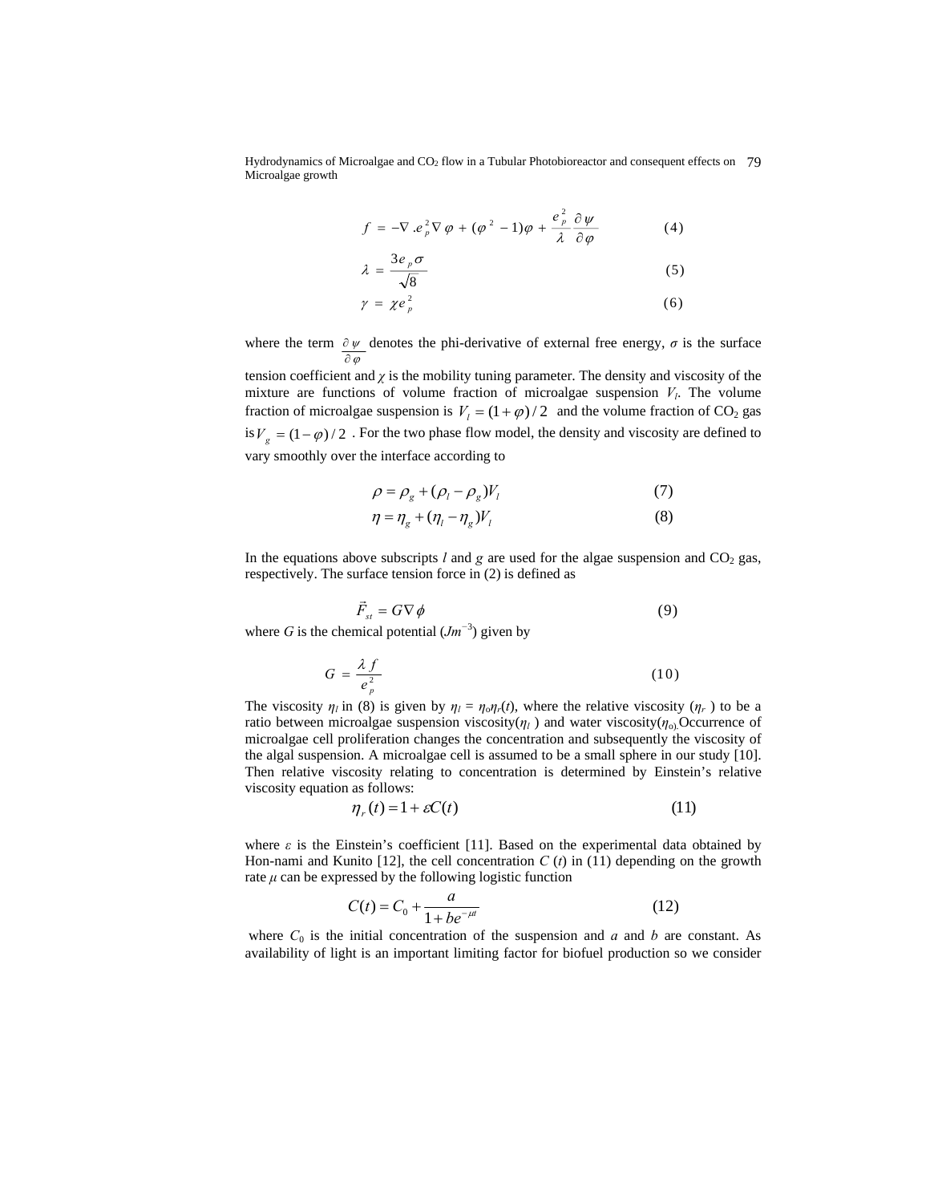$$f = -\nabla . e_p^2 \nabla \varphi + (\varphi^2 - 1)\varphi + \frac{e_p^2}{\lambda}\frac{\partial \psi}{\partial \varphi} \quad (4)$$

$$\lambda = \frac{3 e_p \sigma}{\sqrt{8}} \quad (5)$$

$$\gamma = \chi e_p^2 \quad (6)$$

where the term $\frac{\partial \psi}{\partial \varphi}$ denotes the phi-derivative of external free energy, $\sigma$ is the surface tension coefficient and $\chi$ is the mobility tuning parameter. The density and viscosity of the mixture are functions of volume fraction of microalgae suspension $V_l$. The volume fraction of microalgae suspension is $V_l = (1+\varphi)/2$ and the volume fraction of $CO_2$ gas is $V_g = (1-\varphi)/2$ . For the two phase flow model, the density and viscosity are defined to vary smoothly over the interface according to

$$\rho = \rho_g + (\rho_l - \rho_g)V_l \quad (7)$$

$$\eta = \eta_g + (\eta_l - \eta_g)V_l \quad (8)$$

In the equations above subscripts $l$ and $g$ are used for the algae suspension and $CO_2$ gas, respectively. The surface tension force in (2) is defined as

$$\vec{F}_{st} = G\nabla \phi \quad (9)$$

where $G$ is the chemical potential ($Jm^{-3}$) given by

$$G = \frac{\lambda f}{e_p^2} \quad (10)$$

The viscosity $\eta_l$ in (8) is given by $\eta_l = \eta_o \eta_r(t)$, where the relative viscosity ($\eta_r$ ) to be a ratio between microalgae suspension viscosity($\eta_l$ ) and water viscosity($\eta_o$).Occurrence of microalgae cell proliferation changes the concentration and subsequently the viscosity of the algal suspension. A microalgae cell is assumed to be a small sphere in our study [10]. Then relative viscosity relating to concentration is determined by Einstein's relative viscosity equation as follows:

$$\eta_r(t) = 1 + \varepsilon C(t) \quad (11)$$

where $\varepsilon$ is the Einstein's coefficient [11]. Based on the experimental data obtained by Hon-nami and Kunito [12], the cell concentration $C(t)$ in (11) depending on the growth rate $\mu$ can be expressed by the following logistic function

$$C(t) = C_0 + \frac{a}{1+be^{-\mu t}} \quad (12)$$

where $C_0$ is the initial concentration of the suspension and $a$ and $b$ are constant. As availability of light is an important limiting factor for biofuel production so we consider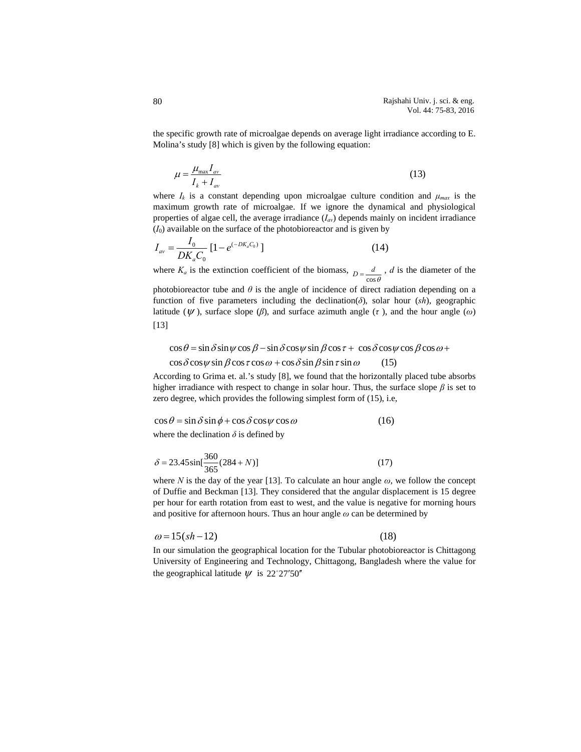the specific growth rate of microalgae depends on average light irradiance according to E. Molina's study [8] which is given by the following equation:

$$\mu = \frac{\mu_{\max} I_{av}}{I_k + I_{av}} \tag{13}$$

where $I_k$ is a constant depending upon microalgae culture condition and $\mu_{max}$ is the maximum growth rate of microalgae. If we ignore the dynamical and physiological properties of algae cell, the average irradiance ($I_{av}$) depends mainly on incident irradiance ($I_0$) available on the surface of the photobioreactor and is given by

$$I_{av} = \frac{I_0}{DK_a C_0} [1 - e^{(-DK_a C_0)}] \tag{14}$$

where $K_a$ is the extinction coefficient of the biomass, $D = \frac{d}{\cos\theta}$, $d$ is the diameter of the photobioreactor tube and $\theta$ is the angle of incidence of direct radiation depending on a function of five parameters including the declination($\delta$), solar hour ($sh$), geographic latitude ($\psi$), surface slope ($\beta$), and surface azimuth angle ($\tau$), and the hour angle ($\omega$) [13]

$$\cos\theta = \sin\delta \sin\psi \cos\beta - \sin\delta \cos\psi \sin\beta \cos\tau + \cos\delta \cos\psi \cos\beta \cos\omega + \cos\delta \cos\psi \sin\beta \cos\tau \cos\omega + \cos\delta \sin\beta \sin\tau \sin\omega \tag{15}$$

According to Grima et. al.'s study [8], we found that the horizontally placed tube absorbs higher irradiance with respect to change in solar hour. Thus, the surface slope $\beta$ is set to zero degree, which provides the following simplest form of (15), i.e,

$$\cos\theta = \sin\delta \sin\phi + \cos\delta \cos\psi \cos\omega \tag{16}$$

where the declination $\delta$ is defined by

$$\delta = 23.45 \sin[\frac{360}{365}(284 + N)] \tag{17}$$

where $N$ is the day of the year [13]. To calculate an hour angle $\omega$, we follow the concept of Duffie and Beckman [13]. They considered that the angular displacement is 15 degree per hour for earth rotation from east to west, and the value is negative for morning hours and positive for afternoon hours. Thus an hour angle $\omega$ can be determined by

$$\omega = 15(sh - 12) \tag{18}$$

In our simulation the geographical location for the Tubular photobioreactor is Chittagong University of Engineering and Technology, Chittagong, Bangladesh where the value for the geographical latitude $\psi$ is $22^{\circ}27'50''$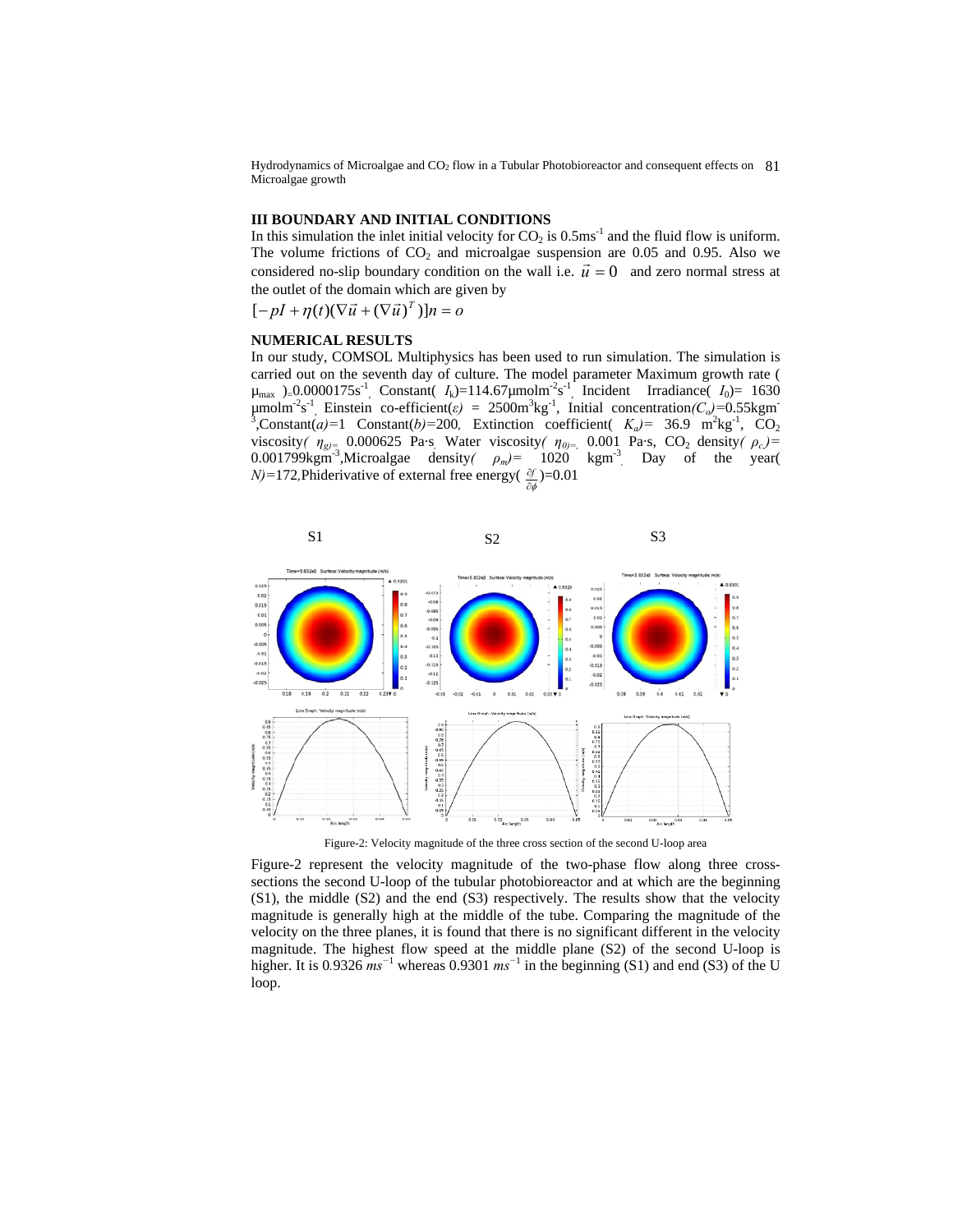### III BOUNDARY AND INITIAL CONDITIONS

In this simulation the inlet initial velocity for $CO_2$ is $0.5ms^{-1}$ and the fluid flow is uniform. The volume frictions of $CO_2$ and microalgae suspension are 0.05 and 0.95. Also we considered no-slip boundary condition on the wall i.e. $\vec{u} = 0$ and zero normal stress at the outlet of the domain which are given by

$$[-pI + \eta(t)(\nabla\vec{u} + (\nabla\vec{u})^T)]n = o$$

### NUMERICAL RESULTS

In our study, COMSOL Multiphysics has been used to run simulation. The simulation is carried out on the seventh day of culture. The model parameter Maximum growth rate ( $\mu_{max}$ )=$0.0000175s^{-1}$, Constant( $I_k$)=$114.67\mu molm^{-2}s^{-1}$, Incident Irradiance( $I_0$)= 1630 $\mu molm^{-2}s^{-1}$, Einstein co-efficient($\varepsilon$) = $2500m^3kg^{-1}$, Initial concentration($C_a$)=$0.55kgm^{-3}$,Constant($a$)=1 Constant($b$)=200, Extinction coefficient( $K_a$)= 36.9 $m^2kg^{-1}$, $CO_2$ viscosity( $\eta_g$)= 0.000625 Pa·s, Water viscosity( $\eta_0$)= 0.001 Pa·s, $CO_2$ density( $\rho_c$)= $0.001799kgm^{-3}$,Microalgae density( $\rho_m$)= 1020 $kgm^{-3}$, Day of the year( $N$)=172,Phiderivative of external free energy( $\frac{\partial f}{\partial \phi}$)=0.01

S1 S2 S3

Figure-2: Velocity magnitude of the three cross section of the second U-loop area

Figure-2 represent the velocity magnitude of the two-phase flow along three cross-sections the second U-loop of the tubular photobioreactor and at which are the beginning (S1), the middle (S2) and the end (S3) respectively. The results show that the velocity magnitude is generally high at the middle of the tube. Comparing the magnitude of the velocity on the three planes, it is found that there is no significant different in the velocity magnitude. The highest flow speed at the middle plane (S2) of the second U-loop is higher. It is 0.9326 $ms^{-1}$ whereas 0.9301 $ms^{-1}$ in the beginning (S1) and end (S3) of the U loop.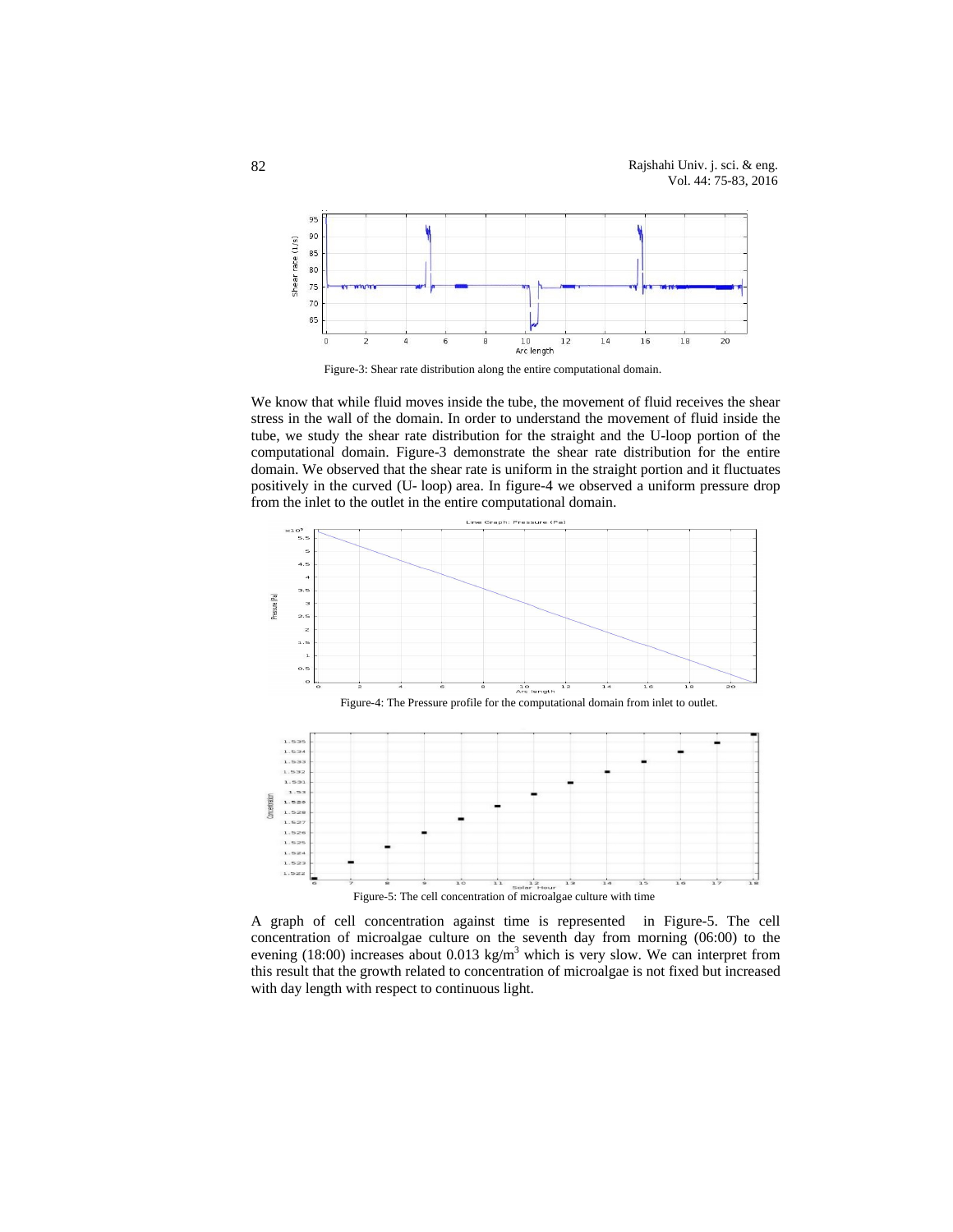Figure-3: Shear rate distribution along the entire computational domain.

We know that while fluid moves inside the tube, the movement of fluid receives the shear stress in the wall of the domain. In order to understand the movement of fluid inside the tube, we study the shear rate distribution for the straight and the U-loop portion of the computational domain. Figure-3 demonstrate the shear rate distribution for the entire domain. We observed that the shear rate is uniform in the straight portion and it fluctuates positively in the curved (U- loop) area. In figure-4 we observed a uniform pressure drop from the inlet to the outlet in the entire computational domain.

Figure-4: The Pressure profile for the computational domain from inlet to outlet.

Figure-5: The cell concentration of microalgae culture with time

A graph of cell concentration against time is represented in Figure-5. The cell concentration of microalgae culture on the seventh day from morning (06:00) to the evening (18:00) increases about 0.013 $kg/m^3$ which is very slow. We can interpret from this result that the growth related to concentration of microalgae is not fixed but increased with day length with respect to continuous light.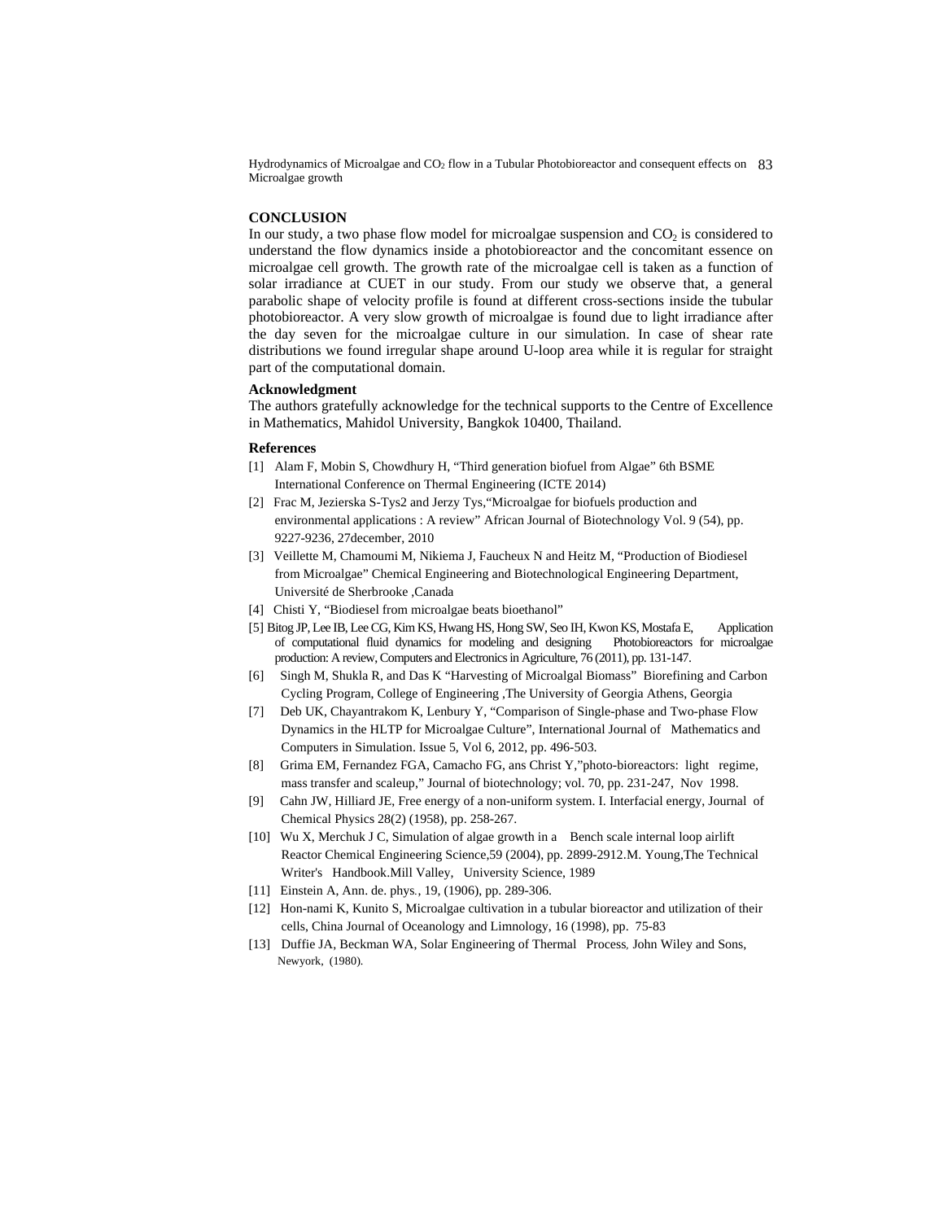## CONCLUSION

In our study, a two phase flow model for microalgae suspension and $CO_2$ is considered to understand the flow dynamics inside a photobioreactor and the concomitant essence on microalgae cell growth. The growth rate of the microalgae cell is taken as a function of solar irradiance at CUET in our study. From our study we observe that, a general parabolic shape of velocity profile is found at different cross-sections inside the tubular photobioreactor. A very slow growth of microalgae is found due to light irradiance after the day seven for the microalgae culture in our simulation. In case of shear rate distributions we found irregular shape around U-loop area while it is regular for straight part of the computational domain.

### Acknowledgment

The authors gratefully acknowledge for the technical supports to the Centre of Excellence in Mathematics, Mahidol University, Bangkok 10400, Thailand.

### References

[1] Alam F, Mobin S, Chowdhury H, "Third generation biofuel from Algae" 6th BSME International Conference on Thermal Engineering (ICTE 2014)

[2] Frac M, Jezierska S-Tys2 and Jerzy Tys,"Microalgae for biofuels production and environmental applications : A review" African Journal of Biotechnology Vol. 9 (54), pp. 9227-9236, 27december, 2010

[3] Veillette M, Chamoumi M, Nikiema J, Faucheux N and Heitz M, "Production of Biodiesel from Microalgae" Chemical Engineering and Biotechnological Engineering Department, Université de Sherbrooke ,Canada

[4] Chisti Y, "Biodiesel from microalgae beats bioethanol"

[5] Bitog JP, Lee IB, Lee CG, Kim KS, Hwang HS, Hong SW, Seo IH, Kwon KS, Mostafa E, Application of computational fluid dynamics for modeling and designing Photobioreactors for microalgae production: A review, Computers and Electronics in Agriculture, 76 (2011), pp. 131-147.

[6] Singh M, Shukla R, and Das K "Harvesting of Microalgal Biomass" Biorefining and Carbon Cycling Program, College of Engineering ,The University of Georgia Athens, Georgia

[7] Deb UK, Chayantrakom K, Lenbury Y, "Comparison of Single-phase and Two-phase Flow Dynamics in the HLTP for Microalgae Culture", International Journal of Mathematics and Computers in Simulation. Issue 5, Vol 6, 2012, pp. 496-503.

[8] Grima EM, Fernandez FGA, Camacho FG, ans Christ Y,"photo-bioreactors: light regime, mass transfer and scaleup," Journal of biotechnology; vol. 70, pp. 231-247, Nov 1998.

[9] Cahn JW, Hilliard JE, Free energy of a non-uniform system. I. Interfacial energy, Journal of Chemical Physics 28(2) (1958), pp. 258-267.

[10] Wu X, Merchuk J C, Simulation of algae growth in a Bench scale internal loop airlift Reactor Chemical Engineering Science,59 (2004), pp. 2899-2912.M. Young,The Technical Writer's Handbook.Mill Valley, University Science, 1989

[11] Einstein A, Ann. de. phys., 19, (1906), pp. 289-306.

[12] Hon-nami K, Kunito S, Microalgae cultivation in a tubular bioreactor and utilization of their cells, China Journal of Oceanology and Limnology, 16 (1998), pp. 75-83

[13] Duffie JA, Beckman WA, Solar Engineering of Thermal Process, John Wiley and Sons, Newyork, (1980).